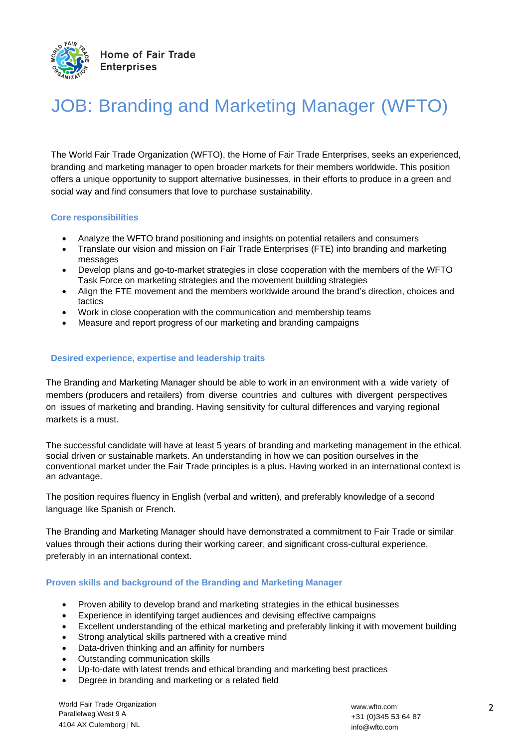Home of Fair Trade Enterprises

# JOB: Branding and Marketing Manager (WFTO)

The World Fair Trade Organization (WFTO), the Home of Fair Trade Enterprises, seeks an experienced, branding and marketing manager to open broader markets for their members worldwide. This position offers a unique opportunity to support alternative businesses, in their efforts to produce in a green and social way and find consumers that love to purchase sustainability.

### Core responsibilities

- Analyze the WFTO brand positioning and insights on potential retailers and consumers
- Translate our vision and mission on Fair Trade Enterprises (FTE) into branding and marketing messages
- Develop plans and go-to-market strategies in close cooperation with the members of the WFTO Task Force on marketing strategies and the movement building strategies
- Align the FTE movement and the members worldwide around the brand's direction, choices and tactics
- Work in close cooperation with the communication and membership teams
- Measure and report progress of our marketing and branding campaigns

### Desired experience, expertise and leadership traits

The Branding and Marketing Manager should be able to work in an environment with a wide variety of members (producers and retailers) from diverse countries and cultures with divergent perspectives on issues of marketing and branding. Having sensitivity for cultural differences and varying regional markets is a must.

The successful candidate will have at least 5 years of branding and marketing management in the ethical, social driven or sustainable markets. An understanding in how we can position ourselves in the conventional market under the Fair Trade principles is a plus. Having worked in an international context is an advantage.

The position requires fluency in English (verbal and written), and preferably knowledge of a second language like Spanish or French.

The Branding and Marketing Manager should have demonstrated a commitment to Fair Trade or similar values through their actions during their working career, and significant cross-cultural experience, preferably in an international context.

### Proven skills and background of the Branding and Marketing Manager

- Proven ability to develop brand and marketing strategies in the ethical businesses
- Experience in identifying target audiences and devising effective campaigns
- Excellent understanding of the ethical marketing and preferably linking it with movement building
- Strong analytical skills partnered with a creative mind
- Data-driven thinking and an affinity for numbers
- Outstanding communication skills
- Up-to-date with latest trends and ethical branding and marketing best practices
- Degree in branding and marketing or a related field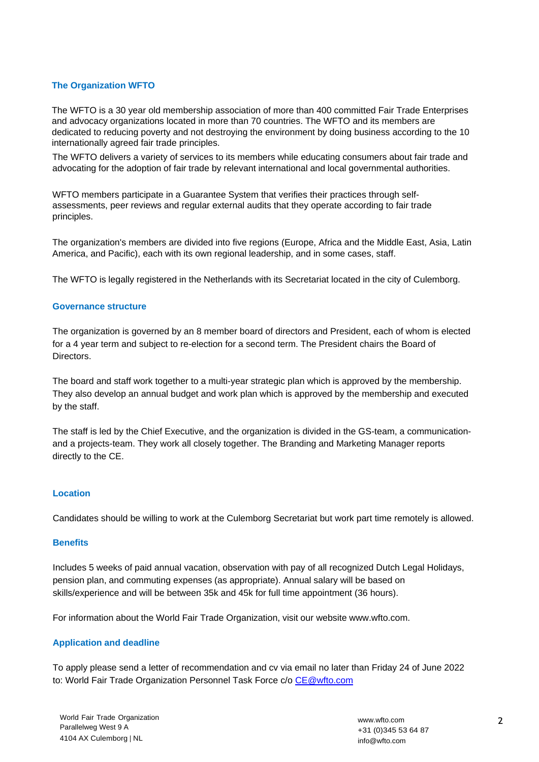## The Organization WFTO

The WFTO is a 30 year old membership association of more than 400 committed Fair Trade Enterprises and advocacy organizations located in more than 70 countries. The WFTO and its members are dedicated to reducing poverty and not destroying the environment by doing business according to the 10 internationally agreed fair trade principles.

The WFTO delivers a variety of services to its members while educating consumers about fair trade and advocating for the adoption of fair trade by relevant international and local governmental authorities.

WFTO members participate in a Guarantee System that verifies their practices through self-assessments, peer reviews and regular external audits that they operate according to fair trade principles.

The organization's members are divided into five regions (Europe, Africa and the Middle East, Asia, Latin America, and Pacific), each with its own regional leadership, and in some cases, staff.

The WFTO is legally registered in the Netherlands with its Secretariat located in the city of Culemborg.

## Governance structure

The organization is governed by an 8 member board of directors and President, each of whom is elected for a 4 year term and subject to re-election for a second term. The President chairs the Board of Directors.

The board and staff work together to a multi-year strategic plan which is approved by the membership. They also develop an annual budget and work plan which is approved by the membership and executed by the staff.

The staff is led by the Chief Executive, and the organization is divided in the GS-team, a communication- and a projects-team. They work all closely together. The Branding and Marketing Manager reports directly to the CE.

## Location

Candidates should be willing to work at the Culemborg Secretariat but work part time remotely is allowed.

## Benefits

Includes 5 weeks of paid annual vacation, observation with pay of all recognized Dutch Legal Holidays, pension plan, and commuting expenses (as appropriate). Annual salary will be based on skills/experience and will be between 35k and 45k for full time appointment (36 hours).

For information about the World Fair Trade Organization, visit our website www.wfto.com.

## Application and deadline

To apply please send a letter of recommendation and cv via email no later than Friday 24 of June 2022 to: World Fair Trade Organization Personnel Task Force c/o CE@wfto.com

World Fair Trade Organization
Parallelweg West 9 A
4104 AX Culemborg | NL

www.wfto.com
+31 (0)345 53 64 87
info@wfto.com